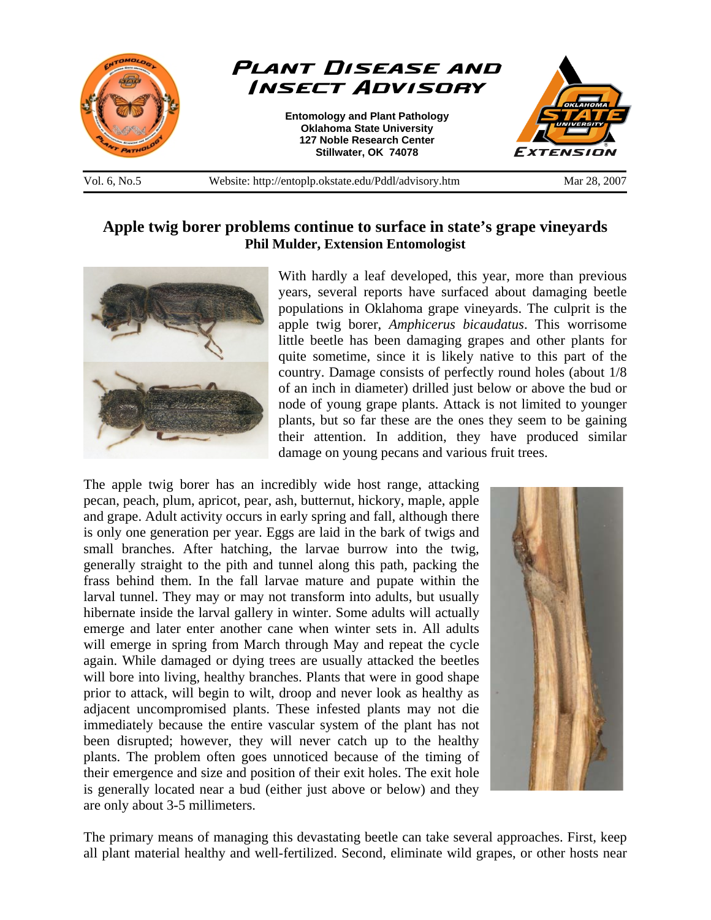# Plant Disease and Insect Advisory

**Entomology and Plant Pathology**
**Oklahoma State University**
**127 Noble Research Center**
**Stillwater, OK 74078**

Vol. 6, No.5 | Website: http://entoplp.okstate.edu/Pddl/advisory.htm | Mar 28, 2007

## Apple twig borer problems continue to surface in state's grape vineyards

**Phil Mulder, Extension Entomologist**

With hardly a leaf developed, this year, more than previous years, several reports have surfaced about damaging beetle populations in Oklahoma grape vineyards. The culprit is the apple twig borer, *Amphicerus bicaudatus*. This worrisome little beetle has been damaging grapes and other plants for quite sometime, since it is likely native to this part of the country. Damage consists of perfectly round holes (about 1/8 of an inch in diameter) drilled just below or above the bud or node of young grape plants. Attack is not limited to younger plants, but so far these are the ones they seem to be gaining their attention. In addition, they have produced similar damage on young pecans and various fruit trees.

The apple twig borer has an incredibly wide host range, attacking pecan, peach, plum, apricot, pear, ash, butternut, hickory, maple, apple and grape. Adult activity occurs in early spring and fall, although there is only one generation per year. Eggs are laid in the bark of twigs and small branches. After hatching, the larvae burrow into the twig, generally straight to the pith and tunnel along this path, packing the frass behind them. In the fall larvae mature and pupate within the larval tunnel. They may or may not transform into adults, but usually hibernate inside the larval gallery in winter. Some adults will actually emerge and later enter another cane when winter sets in. All adults will emerge in spring from March through May and repeat the cycle again. While damaged or dying trees are usually attacked the beetles will bore into living, healthy branches. Plants that were in good shape prior to attack, will begin to wilt, droop and never look as healthy as adjacent uncompromised plants. These infested plants may not die immediately because the entire vascular system of the plant has not been disrupted; however, they will never catch up to the healthy plants. The problem often goes unnoticed because of the timing of their emergence and size and position of their exit holes. The exit hole is generally located near a bud (either just above or below) and they are only about 3-5 millimeters.

The primary means of managing this devastating beetle can take several approaches. First, keep all plant material healthy and well-fertilized. Second, eliminate wild grapes, or other hosts near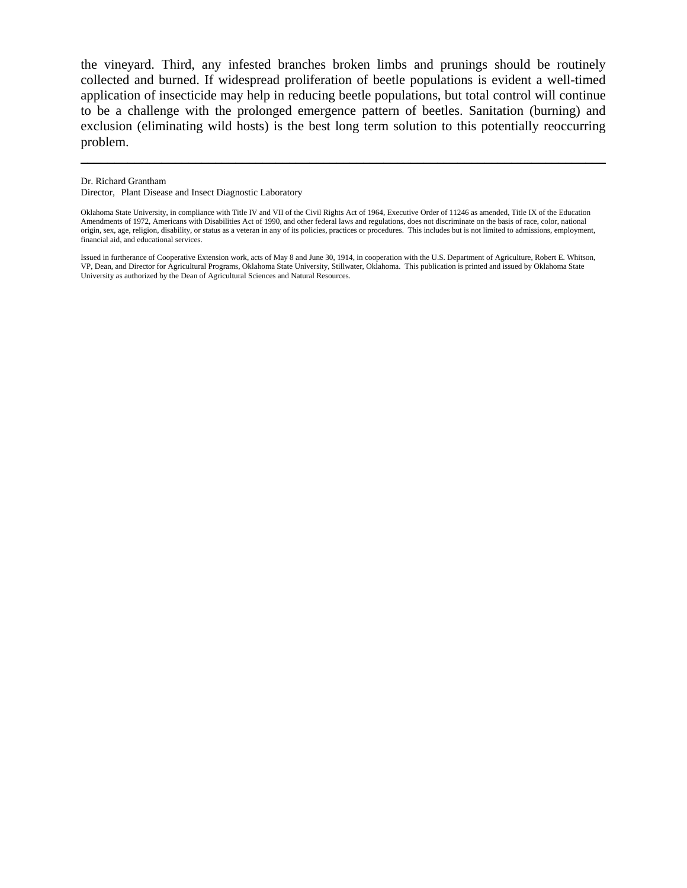the vineyard. Third, any infested branches broken limbs and prunings should be routinely collected and burned. If widespread proliferation of beetle populations is evident a well-timed application of insecticide may help in reducing beetle populations, but total control will continue to be a challenge with the prolonged emergence pattern of beetles. Sanitation (burning) and exclusion (eliminating wild hosts) is the best long term solution to this potentially reoccurring problem.

---

Dr. Richard Grantham
Director, Plant Disease and Insect Diagnostic Laboratory

Oklahoma State University, in compliance with Title IV and VII of the Civil Rights Act of 1964, Executive Order of 11246 as amended, Title IX of the Education Amendments of 1972, Americans with Disabilities Act of 1990, and other federal laws and regulations, does not discriminate on the basis of race, color, national origin, sex, age, religion, disability, or status as a veteran in any of its policies, practices or procedures. This includes but is not limited to admissions, employment, financial aid, and educational services.

Issued in furtherance of Cooperative Extension work, acts of May 8 and June 30, 1914, in cooperation with the U.S. Department of Agriculture, Robert E. Whitson, VP, Dean, and Director for Agricultural Programs, Oklahoma State University, Stillwater, Oklahoma. This publication is printed and issued by Oklahoma State University as authorized by the Dean of Agricultural Sciences and Natural Resources.